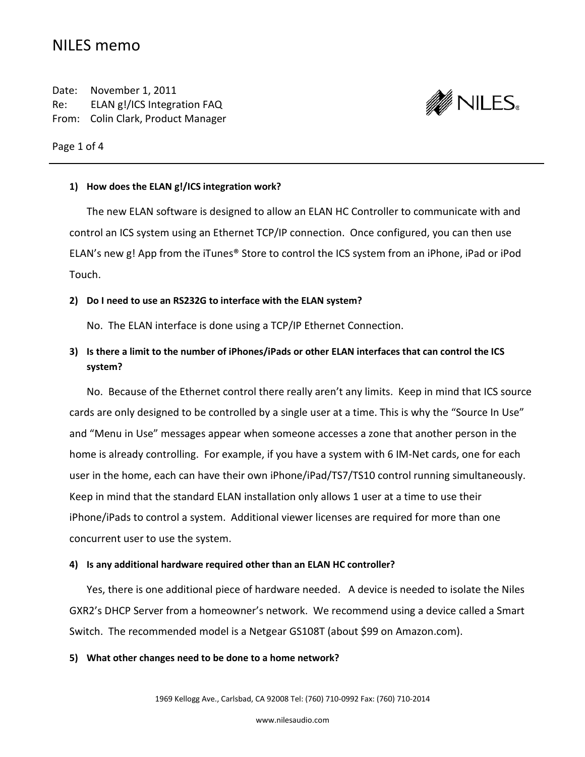# NILES memo

Date: November 1, 2011
Re: ELAN g!/ICS Integration FAQ
From: Colin Clark, Product Manager

---

**1) How does the ELAN g!/ICS integration work?**

The new ELAN software is designed to allow an ELAN HC Controller to communicate with and control an ICS system using an Ethernet TCP/IP connection. Once configured, you can then use ELAN's new g! App from the iTunes® Store to control the ICS system from an iPhone, iPad or iPod Touch.

**2) Do I need to use an RS232G to interface with the ELAN system?**

No. The ELAN interface is done using a TCP/IP Ethernet Connection.

**3) Is there a limit to the number of iPhones/iPads or other ELAN interfaces that can control the ICS system?**

No. Because of the Ethernet control there really aren't any limits. Keep in mind that ICS source cards are only designed to be controlled by a single user at a time. This is why the "Source In Use" and "Menu in Use" messages appear when someone accesses a zone that another person in the home is already controlling. For example, if you have a system with 6 IM-Net cards, one for each user in the home, each can have their own iPhone/iPad/TS7/TS10 control running simultaneously. Keep in mind that the standard ELAN installation only allows 1 user at a time to use their iPhone/iPads to control a system. Additional viewer licenses are required for more than one concurrent user to use the system.

**4) Is any additional hardware required other than an ELAN HC controller?**

Yes, there is one additional piece of hardware needed. A device is needed to isolate the Niles GXR2's DHCP Server from a homeowner's network. We recommend using a device called a Smart Switch. The recommended model is a Netgear GS108T (about $99 on Amazon.com).

**5) What other changes need to be done to a home network?**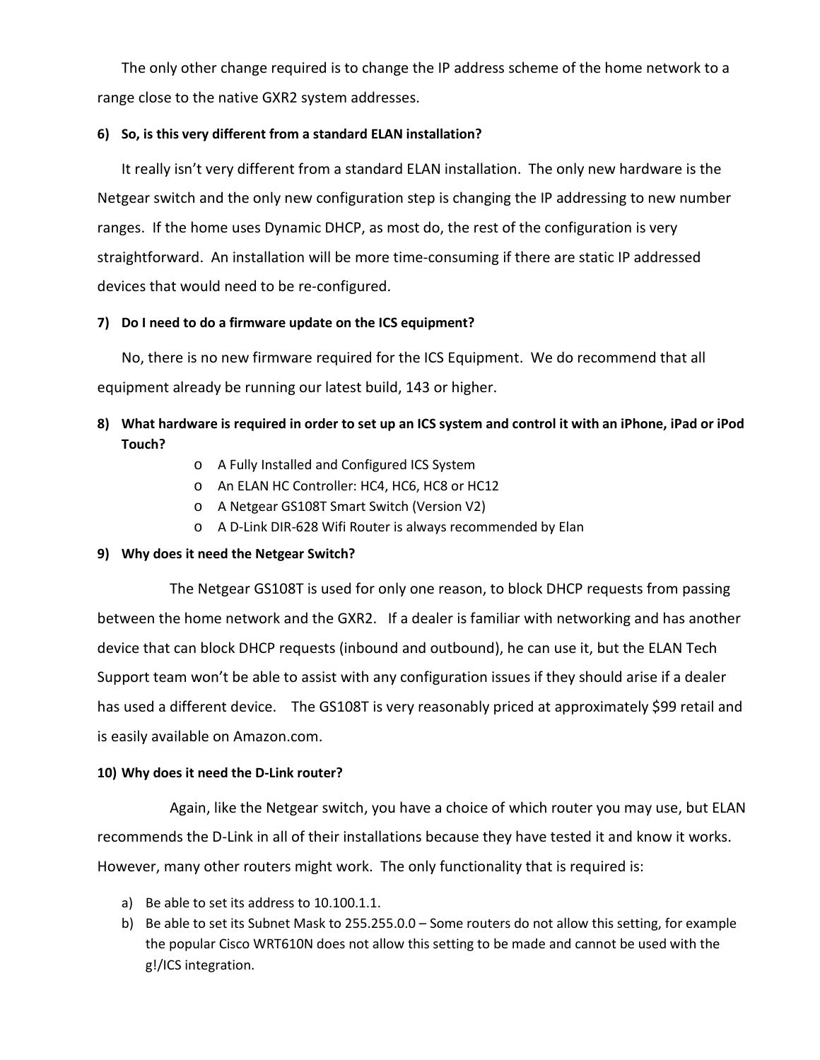The only other change required is to change the IP address scheme of the home network to a range close to the native GXR2 system addresses.

**6) So, is this very different from a standard ELAN installation?**

It really isn't very different from a standard ELAN installation. The only new hardware is the Netgear switch and the only new configuration step is changing the IP addressing to new number ranges. If the home uses Dynamic DHCP, as most do, the rest of the configuration is very straightforward. An installation will be more time-consuming if there are static IP addressed devices that would need to be re-configured.

**7) Do I need to do a firmware update on the ICS equipment?**

No, there is no new firmware required for the ICS Equipment. We do recommend that all equipment already be running our latest build, 143 or higher.

**8) What hardware is required in order to set up an ICS system and control it with an iPhone, iPad or iPod Touch?**

- A Fully Installed and Configured ICS System
- An ELAN HC Controller: HC4, HC6, HC8 or HC12
- A Netgear GS108T Smart Switch (Version V2)
- A D-Link DIR-628 Wifi Router is always recommended by Elan

**9) Why does it need the Netgear Switch?**

The Netgear GS108T is used for only one reason, to block DHCP requests from passing between the home network and the GXR2. If a dealer is familiar with networking and has another device that can block DHCP requests (inbound and outbound), he can use it, but the ELAN Tech Support team won't be able to assist with any configuration issues if they should arise if a dealer has used a different device. The GS108T is very reasonably priced at approximately $99 retail and is easily available on Amazon.com.

**10) Why does it need the D-Link router?**

Again, like the Netgear switch, you have a choice of which router you may use, but ELAN recommends the D-Link in all of their installations because they have tested it and know it works. However, many other routers might work. The only functionality that is required is:

a) Be able to set its address to 10.100.1.1.
b) Be able to set its Subnet Mask to 255.255.0.0 – Some routers do not allow this setting, for example the popular Cisco WRT610N does not allow this setting to be made and cannot be used with the g!/ICS integration.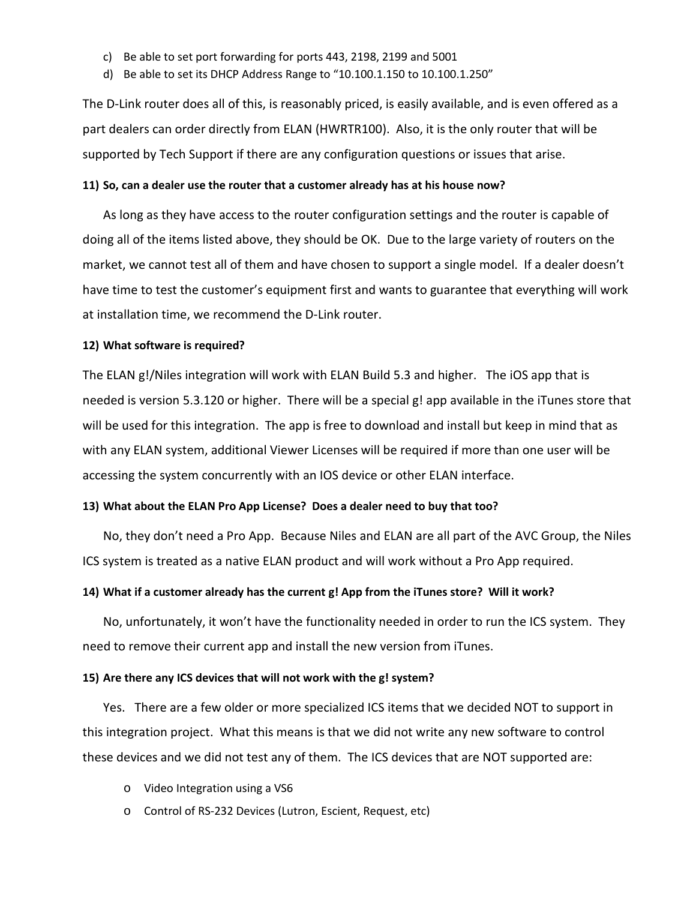c) Be able to set port forwarding for ports 443, 2198, 2199 and 5001
d) Be able to set its DHCP Address Range to "10.100.1.150 to 10.100.1.250"

The D-Link router does all of this, is reasonably priced, is easily available, and is even offered as a part dealers can order directly from ELAN (HWRTR100). Also, it is the only router that will be supported by Tech Support if there are any configuration questions or issues that arise.

**11) So, can a dealer use the router that a customer already has at his house now?**

As long as they have access to the router configuration settings and the router is capable of doing all of the items listed above, they should be OK. Due to the large variety of routers on the market, we cannot test all of them and have chosen to support a single model. If a dealer doesn't have time to test the customer's equipment first and wants to guarantee that everything will work at installation time, we recommend the D-Link router.

**12) What software is required?**

The ELAN g!/Niles integration will work with ELAN Build 5.3 and higher. The iOS app that is needed is version 5.3.120 or higher. There will be a special g! app available in the iTunes store that will be used for this integration. The app is free to download and install but keep in mind that as with any ELAN system, additional Viewer Licenses will be required if more than one user will be accessing the system concurrently with an IOS device or other ELAN interface.

**13) What about the ELAN Pro App License? Does a dealer need to buy that too?**

No, they don't need a Pro App. Because Niles and ELAN are all part of the AVC Group, the Niles ICS system is treated as a native ELAN product and will work without a Pro App required.

**14) What if a customer already has the current g! App from the iTunes store? Will it work?**

No, unfortunately, it won't have the functionality needed in order to run the ICS system. They need to remove their current app and install the new version from iTunes.

**15) Are there any ICS devices that will not work with the g! system?**

Yes. There are a few older or more specialized ICS items that we decided NOT to support in this integration project. What this means is that we did not write any new software to control these devices and we did not test any of them. The ICS devices that are NOT supported are:

- Video Integration using a VS6
- Control of RS-232 Devices (Lutron, Escient, Request, etc)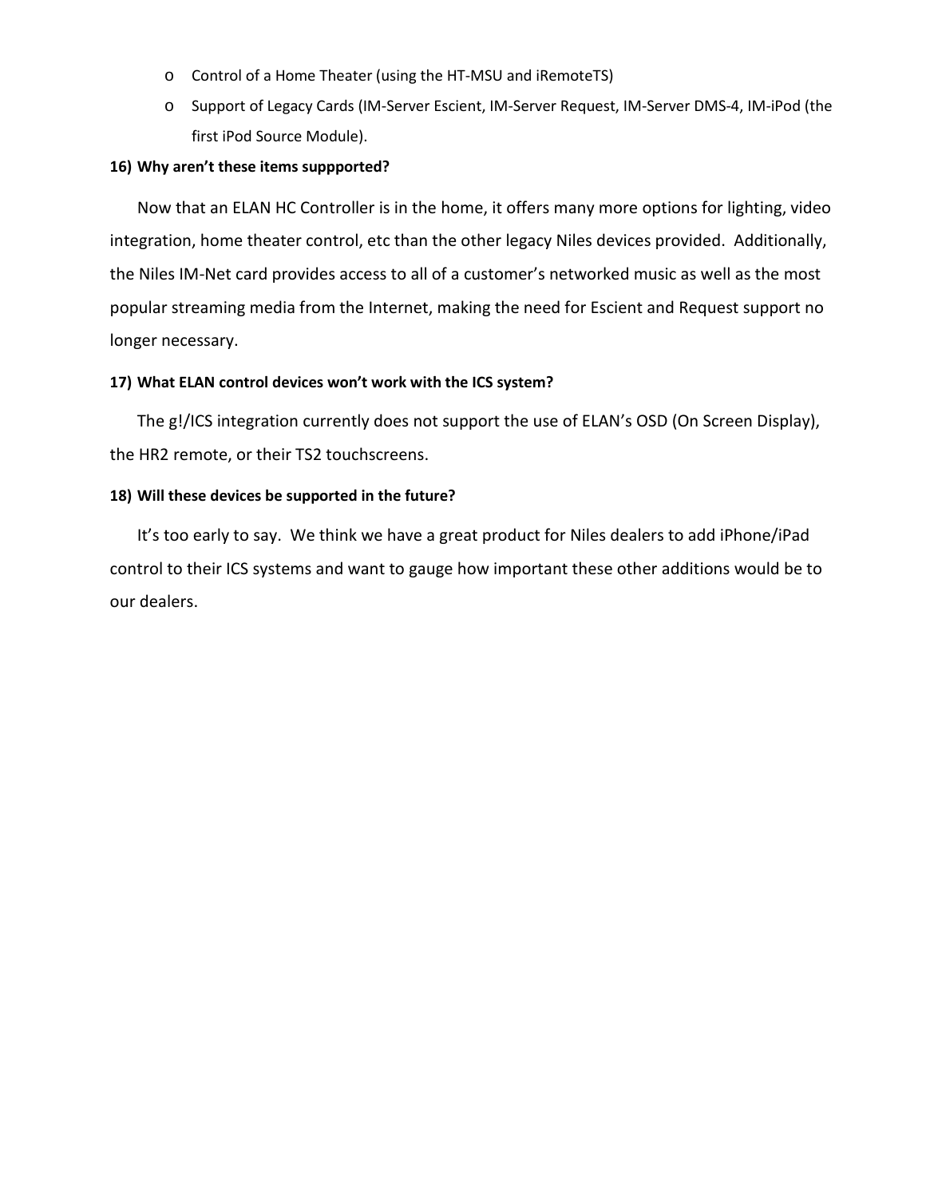- Control of a Home Theater (using the HT-MSU and iRemoteTS)
- Support of Legacy Cards (IM-Server Escient, IM-Server Request, IM-Server DMS-4, IM-iPod (the first iPod Source Module).

**16) Why aren't these items suppported?**

Now that an ELAN HC Controller is in the home, it offers many more options for lighting, video integration, home theater control, etc than the other legacy Niles devices provided. Additionally, the Niles IM-Net card provides access to all of a customer's networked music as well as the most popular streaming media from the Internet, making the need for Escient and Request support no longer necessary.

**17) What ELAN control devices won't work with the ICS system?**

The g!/ICS integration currently does not support the use of ELAN's OSD (On Screen Display), the HR2 remote, or their TS2 touchscreens.

**18) Will these devices be supported in the future?**

It's too early to say. We think we have a great product for Niles dealers to add iPhone/iPad control to their ICS systems and want to gauge how important these other additions would be to our dealers.